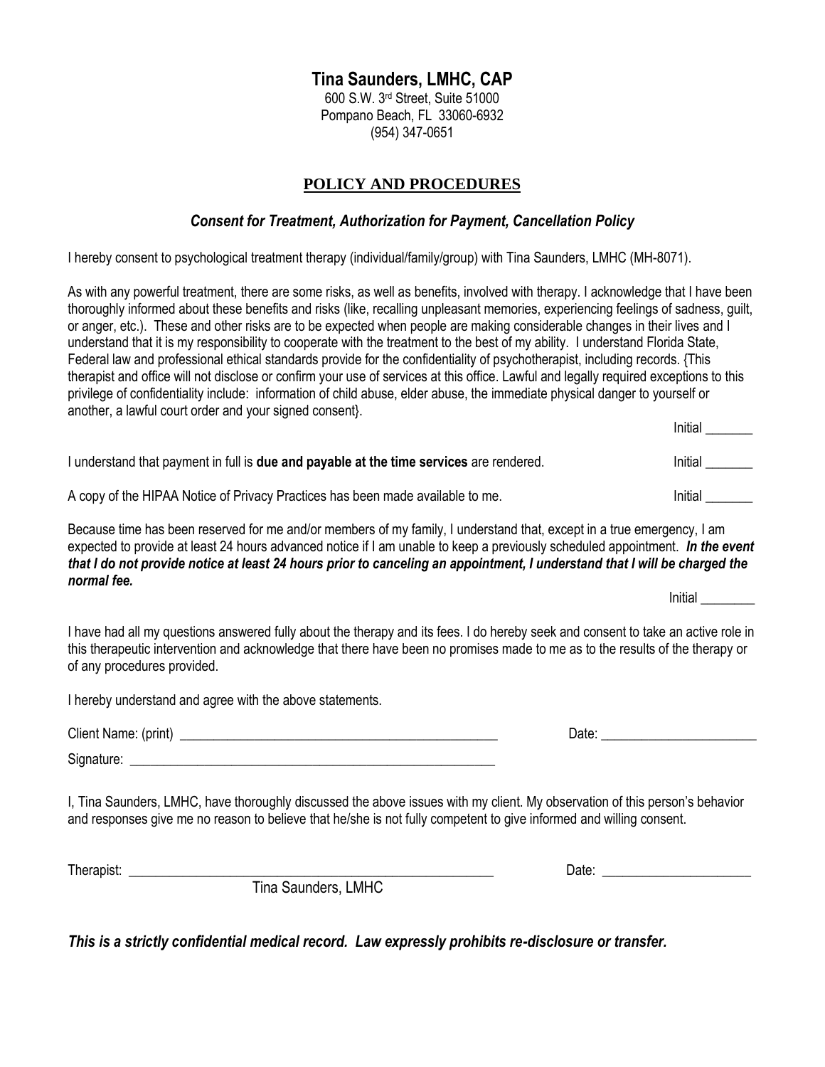# Tina Saunders, LMHC, CAP

600 S.W. 3rd Street, Suite 51000
Pompano Beach, FL 33060-6932
(954) 347-0651

## POLICY AND PROCEDURES

### *Consent for Treatment, Authorization for Payment, Cancellation Policy*

I hereby consent to psychological treatment therapy (individual/family/group) with Tina Saunders, LMHC (MH-8071).

As with any powerful treatment, there are some risks, as well as benefits, involved with therapy. I acknowledge that I have been thoroughly informed about these benefits and risks (like, recalling unpleasant memories, experiencing feelings of sadness, guilt, or anger, etc.). These and other risks are to be expected when people are making considerable changes in their lives and I understand that it is my responsibility to cooperate with the treatment to the best of my ability. I understand Florida State, Federal law and professional ethical standards provide for the confidentiality of psychotherapist, including records. {This therapist and office will not disclose or confirm your use of services at this office. Lawful and legally required exceptions to this privilege of confidentiality include: information of child abuse, elder abuse, the immediate physical danger to yourself or another, a lawful court order and your signed consent}.

Initial _______

I understand that payment in full is **due and payable at the time services** are rendered. Initial _______

A copy of the HIPAA Notice of Privacy Practices has been made available to me. Initial _______

Because time has been reserved for me and/or members of my family, I understand that, except in a true emergency, I am expected to provide at least 24 hours advanced notice if I am unable to keep a previously scheduled appointment. ***In the event that I do not provide notice at least 24 hours prior to canceling an appointment, I understand that I will be charged the normal fee.***

Initial ________

I have had all my questions answered fully about the therapy and its fees. I do hereby seek and consent to take an active role in this therapeutic intervention and acknowledge that there have been no promises made to me as to the results of the therapy or of any procedures provided.

I hereby understand and agree with the above statements.

Client Name: (print) ________________________________________________ Date: _______________________

Signature: ______________________________________________________

I, Tina Saunders, LMHC, have thoroughly discussed the above issues with my client. My observation of this person's behavior and responses give me no reason to believe that he/she is not fully competent to give informed and willing consent.

Therapist: ______________________________________________________ Date: _____________________

Tina Saunders, LMHC

***This is a strictly confidential medical record. Law expressly prohibits re-disclosure or transfer.***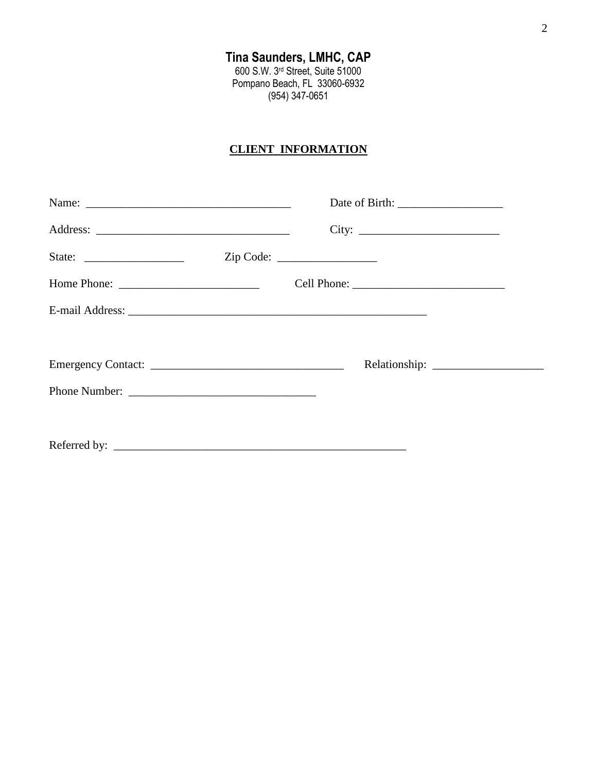**Tina Saunders, LMHC, CAP**
600 S.W. 3rd Street, Suite 51000
Pompano Beach, FL 33060-6932
(954) 347-0651

## CLIENT INFORMATION

Name: ___________________________________ Date of Birth: __________________

Address: _________________________________ City: ________________________

State: _________________ Zip Code: _________________

Home Phone: ________________________ Cell Phone: __________________________

E-mail Address: _____________________________________________________

Emergency Contact: _________________________________ Relationship: ___________________

Phone Number: _______________________________

Referred by: ___________________________________________________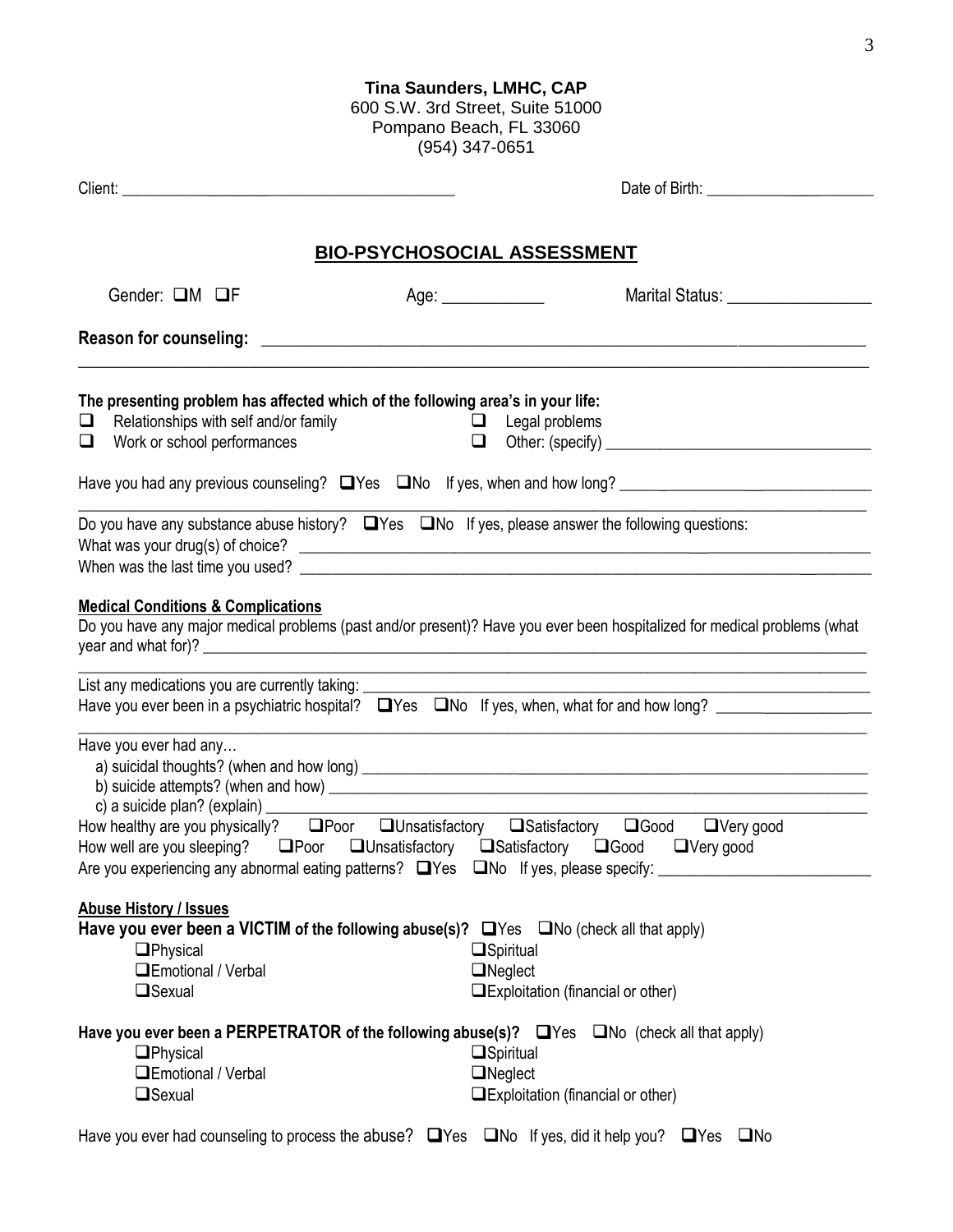**Tina Saunders, LMHC, CAP**
600 S.W. 3rd Street, Suite 51000
Pompano Beach, FL 33060
(954) 347-0651

Client: ______________________________ Date of Birth: ____________________

## BIO-PSYCHOSOCIAL ASSESSMENT

Gender: ❑M ❑F Age: ____________ Marital Status: ________________

**Reason for counseling:** ______________________________________________________________
______________________________________________________________________________

**The presenting problem has affected which of the following area's in your life:**

- ❑ Relationships with self and/or family
- ❑ Legal problems
- ❑ Work or school performances
- ❑ Other: (specify) ______________________________

Have you had any previous counseling? ❑Yes ❑No If yes, when and how long? ______________________________
______________________________________________________________________________

Do you have any substance abuse history? ❑Yes ❑No If yes, please answer the following questions:
What was your drug(s) of choice? ______________________________________________________
When was the last time you used? ______________________________________________________

**Medical Conditions & Complications**

Do you have any major medical problems (past and/or present)? Have you ever been hospitalized for medical problems (what year and what for)? ______________________________________________________
______________________________________________________________________________

List any medications you are currently taking: ______________________________________________
Have you ever been in a psychiatric hospital? ❑Yes ❑No If yes, when, what for and how long? __________________
______________________________________________________________________________

Have you ever had any…

a) suicidal thoughts? (when and how long) ______________________________________________
b) suicide attempts? (when and how) ______________________________________________
c) a suicide plan? (explain) ______________________________________________

How healthy are you physically? ❑Poor ❑Unsatisfactory ❑Satisfactory ❑Good ❑Very good
How well are you sleeping? ❑Poor ❑Unsatisfactory ❑Satisfactory ❑Good ❑Very good
Are you experiencing any abnormal eating patterns? ❑Yes ❑No If yes, please specify: ________________________

**Abuse History / Issues**

**Have you ever been a VICTIM of the following abuse(s)?** ❑Yes ❑No (check all that apply)

- ❑Physical
- ❑Spiritual
- ❑Emotional / Verbal
- ❑Neglect
- ❑Sexual
- ❑Exploitation (financial or other)

**Have you ever been a PERPETRATOR of the following abuse(s)?** ❑Yes ❑No (check all that apply)

- ❑Physical
- ❑Spiritual
- ❑Emotional / Verbal
- ❑Neglect
- ❑Sexual
- ❑Exploitation (financial or other)

Have you ever had counseling to process the abuse? ❑Yes ❑No If yes, did it help you? ❑Yes ❑No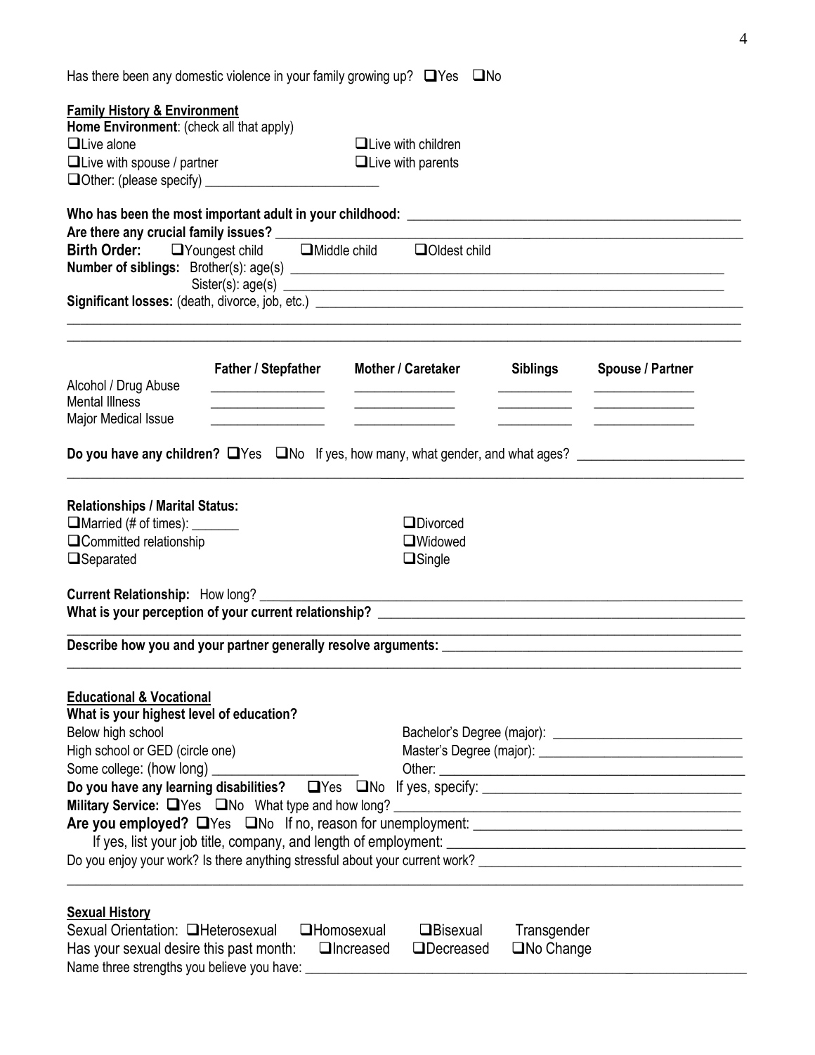Has there been any domestic violence in your family growing up? ❑Yes ❑No

**Family History & Environment**

**Home Environment**: (check all that apply)

❑Live alone ❑Live with children

❑Live with spouse / partner ❑Live with parents

❑Other: (please specify) ___________________________

**Who has been the most important adult in your childhood:** ________________________________________________

**Are there any crucial family issues?** _______________________________________________________________

**Birth Order:** ❑Youngest child ❑Middle child ❑Oldest child

**Number of siblings:** Brother(s): age(s) ______________________________________________________________

Sister(s): age(s) ______________________________________________________________

**Significant losses:** (death, divorce, job, etc.) ____________________________________________________________

_______________________________________________________________________________________________

_______________________________________________________________________________________________

| | **Father / Stepfather** | **Mother / Caretaker** | **Siblings** | **Spouse / Partner** |
|---|---|---|---|---|
| Alcohol / Drug Abuse | ________________ | ______________ | __________ | ______________ |
| Mental Illness | ________________ | ______________ | __________ | ______________ |
| Major Medical Issue | ________________ | ______________ | __________ | ______________ |

**Do you have any children?** ❑Yes ❑No If yes, how many, what gender, and what ages? ________________________

_______________________________________________________________________________________________

**Relationships / Marital Status:**

❑Married (# of times): _______ ❑Divorced

❑Committed relationship ❑Widowed

❑Separated ❑Single

**Current Relationship:** How long? ____________________________________________________________________

**What is your perception of your current relationship?** ____________________________________________________

_______________________________________________________________________________________________

**Describe how you and your partner generally resolve arguments:** ___________________________________________

_______________________________________________________________________________________________

**Educational & Vocational**

**What is your highest level of education?**

Below high school

High school or GED (circle one)

Some college: (how long) _____________________

Bachelor's Degree (major): ___________________________

Master's Degree (major): _____________________________

Other: ___________________________________________

**Do you have any learning disabilities?** ❑Yes ❑No If yes, specify: _________________________________________

**Military Service:** ❑Yes ❑No What type and how long? _________________________________________________

**Are you employed?** ❑Yes ❑No If no, reason for unemployment: ___________________________________________

If yes, list your job title, company, and length of employment: ____________________________________________

Do you enjoy your work? Is there anything stressful about your current work? ___________________________________

_______________________________________________________________________________________________

**Sexual History**

Sexual Orientation: ❑Heterosexual ❑Homosexual ❑Bisexual Transgender

Has your sexual desire this past month: ❑Increased ❑Decreased ❑No Change

Name three strengths you believe you have: ______________________________________________________________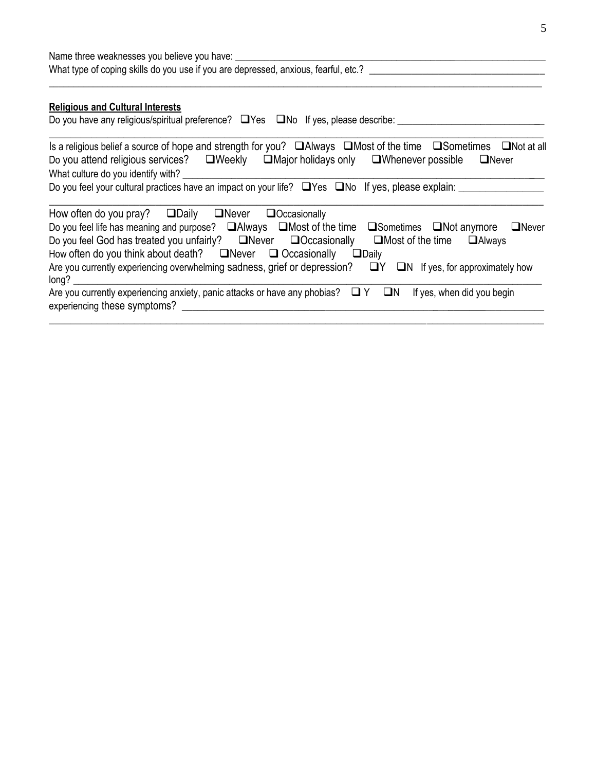Name three weaknesses you believe you have: ____________________________________________________________

What type of coping skills do you use if you are depressed, anxious, fearful, etc.? ____________________________________

____________________________________________________________________________________________________

**Religious and Cultural Interests**

Do you have any religious/spiritual preference? ❑Yes ❑No If yes, please describe: ______________________________

____________________________________________________________________________________________________

Is a religious belief a source of hope and strength for you? ❑Always ❑Most of the time ❑Sometimes ❑Not at all

Do you attend religious services? ❑Weekly ❑Major holidays only ❑Whenever possible ❑Never

What culture do you identify with? ____________________________________________________________________

Do you feel your cultural practices have an impact on your life? ❑Yes ❑No If yes, please explain: ________________

____________________________________________________________________________________________________

How often do you pray? ❑Daily ❑Never ❑Occasionally

Do you feel life has meaning and purpose? ❑Always ❑Most of the time ❑Sometimes ❑Not anymore ❑Never

Do you feel God has treated you unfairly? ❑Never ❑Occasionally ❑Most of the time ❑Always

How often do you think about death? ❑Never ❑ Occasionally ❑Daily

Are you currently experiencing overwhelming sadness, grief or depression? ❑Y ❑N If yes, for approximately how long? ________________________________________________________________________________________

Are you currently experiencing anxiety, panic attacks or have any phobias? ❑ Y ❑N If yes, when did you begin experiencing these symptoms? ____________________________________________________________________

____________________________________________________________________________________________________